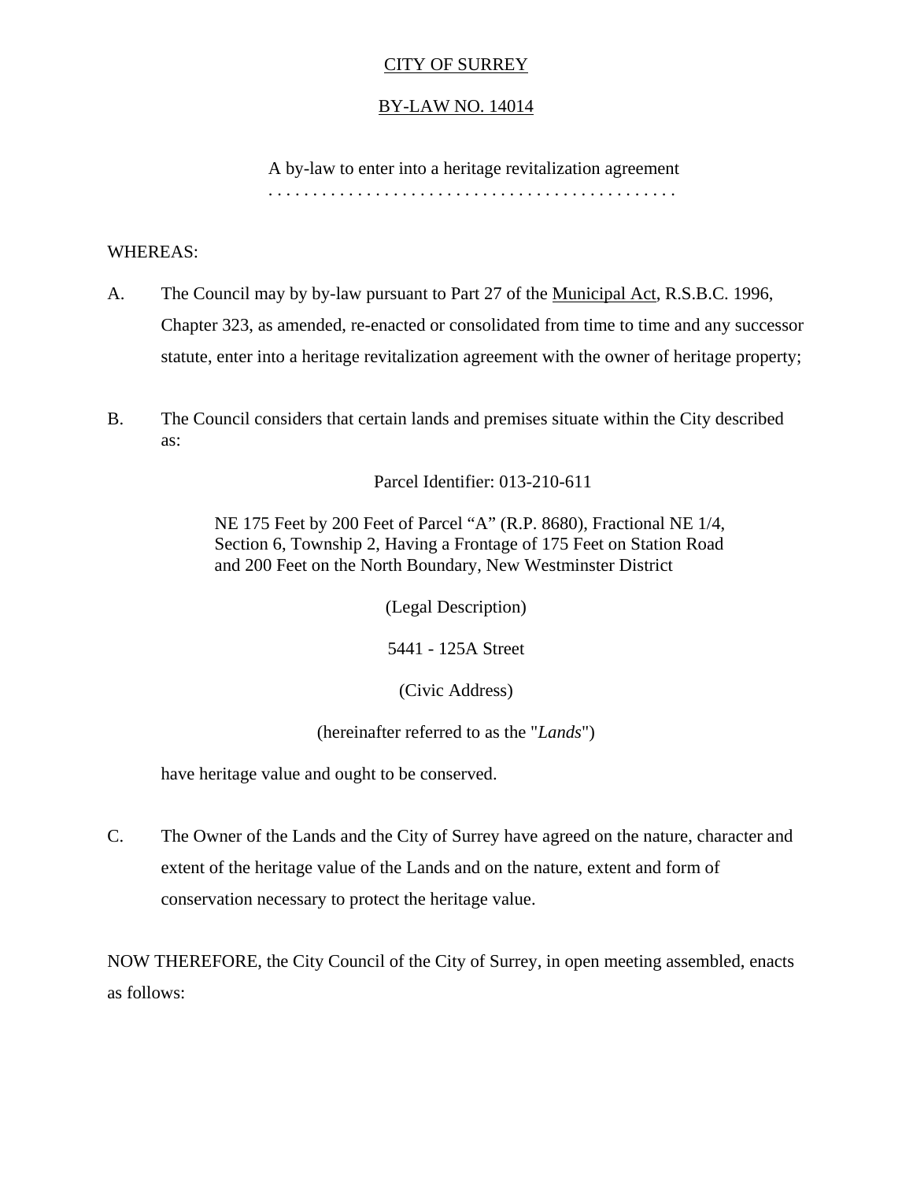# CITY OF SURREY

## BY-LAW NO. 14014

A by-law to enter into a heritage revitalization agreement
. . . . . . . . . . . . . . . . . . . . . . . . . . . . . . . . . . . . . . . . . . . . . .

WHEREAS:

A. The Council may by by-law pursuant to Part 27 of the Municipal Act, R.S.B.C. 1996, Chapter 323, as amended, re-enacted or consolidated from time to time and any successor statute, enter into a heritage revitalization agreement with the owner of heritage property;

B. The Council considers that certain lands and premises situate within the City described as:

Parcel Identifier: 013-210-611

NE 175 Feet by 200 Feet of Parcel "A" (R.P. 8680), Fractional NE 1/4, Section 6, Township 2, Having a Frontage of 175 Feet on Station Road and 200 Feet on the North Boundary, New Westminster District

(Legal Description)

5441 - 125A Street

(Civic Address)

(hereinafter referred to as the "*Lands*")

have heritage value and ought to be conserved.

C. The Owner of the Lands and the City of Surrey have agreed on the nature, character and extent of the heritage value of the Lands and on the nature, extent and form of conservation necessary to protect the heritage value.

NOW THEREFORE, the City Council of the City of Surrey, in open meeting assembled, enacts as follows: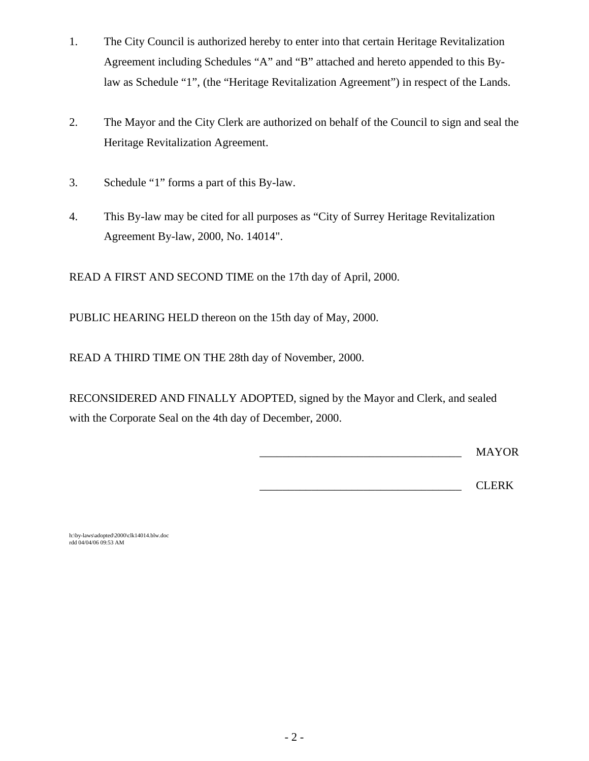1. The City Council is authorized hereby to enter into that certain Heritage Revitalization Agreement including Schedules "A" and "B" attached and hereto appended to this By-law as Schedule "1", (the "Heritage Revitalization Agreement") in respect of the Lands.

2. The Mayor and the City Clerk are authorized on behalf of the Council to sign and seal the Heritage Revitalization Agreement.

3. Schedule "1" forms a part of this By-law.

4. This By-law may be cited for all purposes as "City of Surrey Heritage Revitalization Agreement By-law, 2000, No. 14014".

READ A FIRST AND SECOND TIME on the 17th day of April, 2000.

PUBLIC HEARING HELD thereon on the 15th day of May, 2000.

READ A THIRD TIME ON THE 28th day of November, 2000.

RECONSIDERED AND FINALLY ADOPTED, signed by the Mayor and Clerk, and sealed with the Corporate Seal on the 4th day of December, 2000.

___________________________________ MAYOR

___________________________________ CLERK

h:\by-laws\adopted\2000\clk14014.blw.doc
rdd 04/04/06 09:53 AM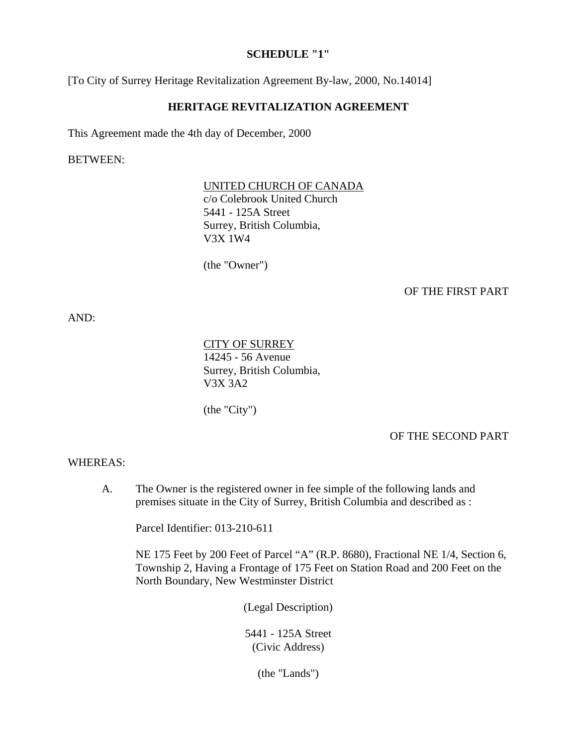**SCHEDULE "1"**

[To City of Surrey Heritage Revitalization Agreement By-law, 2000, No.14014]

**HERITAGE REVITALIZATION AGREEMENT**

This Agreement made the 4th day of December, 2000

BETWEEN:

UNITED CHURCH OF CANADA  
c/o Colebrook United Church  
5441 - 125A Street  
Surrey, British Columbia,  
V3X 1W4

(the "Owner")

OF THE FIRST PART

AND:

CITY OF SURREY  
14245 - 56 Avenue  
Surrey, British Columbia,  
V3X 3A2

(the "City")

OF THE SECOND PART

WHEREAS:

A. The Owner is the registered owner in fee simple of the following lands and premises situate in the City of Surrey, British Columbia and described as :

Parcel Identifier: 013-210-611

NE 175 Feet by 200 Feet of Parcel "A" (R.P. 8680), Fractional NE 1/4, Section 6, Township 2, Having a Frontage of 175 Feet on Station Road and 200 Feet on the North Boundary, New Westminster District

(Legal Description)

5441 - 125A Street  
(Civic Address)

(the "Lands")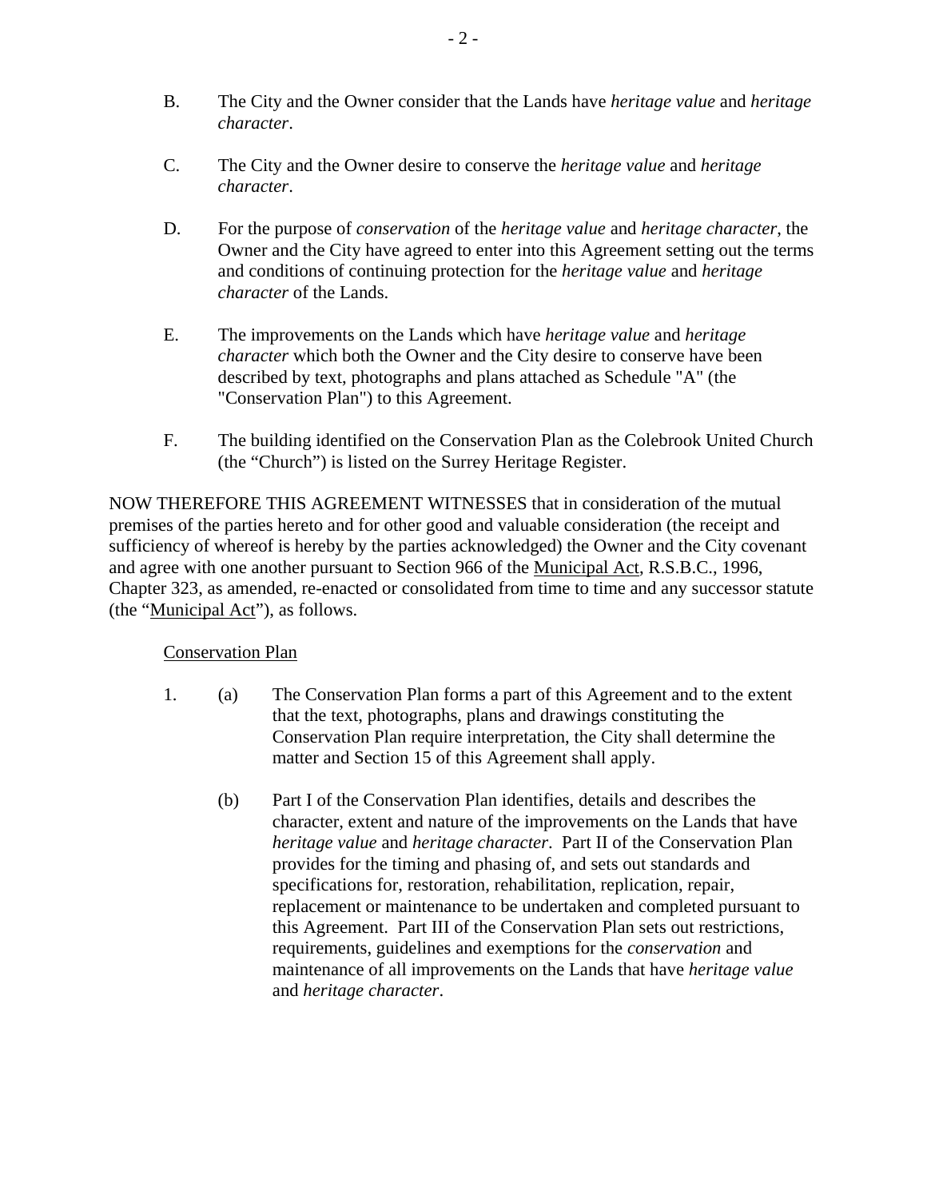B. The City and the Owner consider that the Lands have *heritage value* and *heritage character*.

C. The City and the Owner desire to conserve the *heritage value* and *heritage character*.

D. For the purpose of *conservation* of the *heritage value* and *heritage character*, the Owner and the City have agreed to enter into this Agreement setting out the terms and conditions of continuing protection for the *heritage value* and *heritage character* of the Lands.

E. The improvements on the Lands which have *heritage value* and *heritage character* which both the Owner and the City desire to conserve have been described by text, photographs and plans attached as Schedule "A" (the "Conservation Plan") to this Agreement.

F. The building identified on the Conservation Plan as the Colebrook United Church (the "Church") is listed on the Surrey Heritage Register.

NOW THEREFORE THIS AGREEMENT WITNESSES that in consideration of the mutual premises of the parties hereto and for other good and valuable consideration (the receipt and sufficiency of whereof is hereby by the parties acknowledged) the Owner and the City covenant and agree with one another pursuant to Section 966 of the Municipal Act, R.S.B.C., 1996, Chapter 323, as amended, re-enacted or consolidated from time to time and any successor statute (the "Municipal Act"), as follows.

Conservation Plan

1. (a) The Conservation Plan forms a part of this Agreement and to the extent that the text, photographs, plans and drawings constituting the Conservation Plan require interpretation, the City shall determine the matter and Section 15 of this Agreement shall apply.

   (b) Part I of the Conservation Plan identifies, details and describes the character, extent and nature of the improvements on the Lands that have *heritage value* and *heritage character*. Part II of the Conservation Plan provides for the timing and phasing of, and sets out standards and specifications for, restoration, rehabilitation, replication, repair, replacement or maintenance to be undertaken and completed pursuant to this Agreement. Part III of the Conservation Plan sets out restrictions, requirements, guidelines and exemptions for the *conservation* and maintenance of all improvements on the Lands that have *heritage value* and *heritage character*.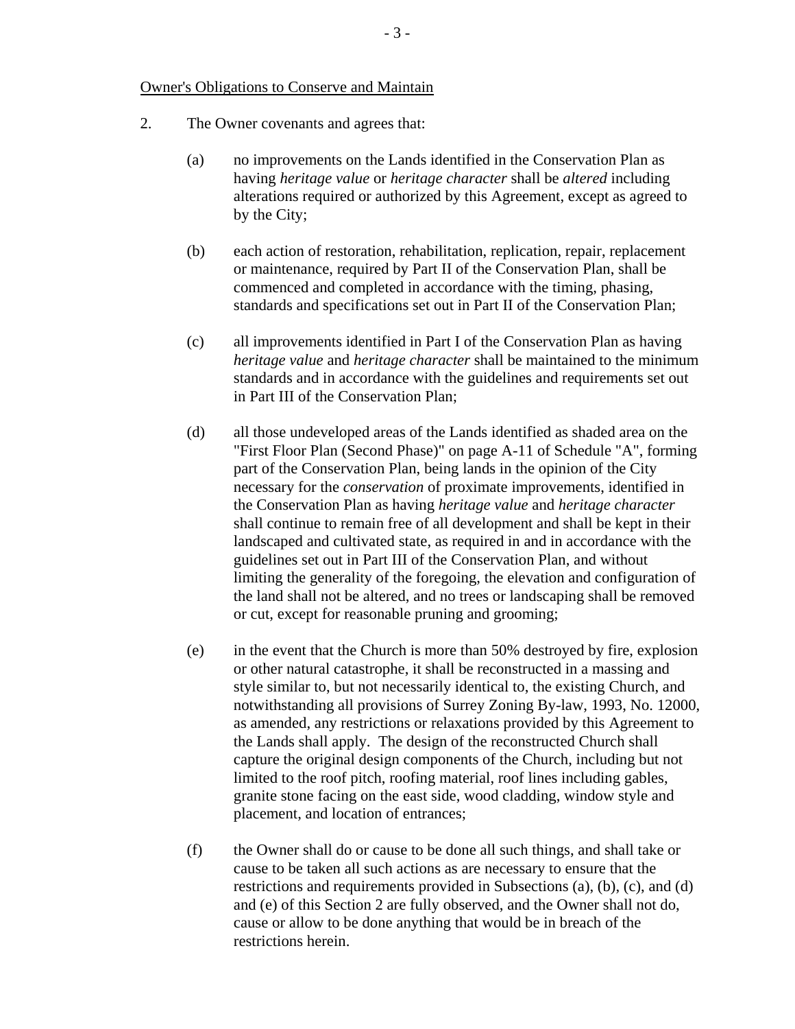Owner's Obligations to Conserve and Maintain

2. The Owner covenants and agrees that:

   (a) no improvements on the Lands identified in the Conservation Plan as having *heritage value* or *heritage character* shall be *altered* including alterations required or authorized by this Agreement, except as agreed to by the City;

   (b) each action of restoration, rehabilitation, replication, repair, replacement or maintenance, required by Part II of the Conservation Plan, shall be commenced and completed in accordance with the timing, phasing, standards and specifications set out in Part II of the Conservation Plan;

   (c) all improvements identified in Part I of the Conservation Plan as having *heritage value* and *heritage character* shall be maintained to the minimum standards and in accordance with the guidelines and requirements set out in Part III of the Conservation Plan;

   (d) all those undeveloped areas of the Lands identified as shaded area on the "First Floor Plan (Second Phase)" on page A-11 of Schedule "A", forming part of the Conservation Plan, being lands in the opinion of the City necessary for the *conservation* of proximate improvements, identified in the Conservation Plan as having *heritage value* and *heritage character* shall continue to remain free of all development and shall be kept in their landscaped and cultivated state, as required in and in accordance with the guidelines set out in Part III of the Conservation Plan, and without limiting the generality of the foregoing, the elevation and configuration of the land shall not be altered, and no trees or landscaping shall be removed or cut, except for reasonable pruning and grooming;

   (e) in the event that the Church is more than 50% destroyed by fire, explosion or other natural catastrophe, it shall be reconstructed in a massing and style similar to, but not necessarily identical to, the existing Church, and notwithstanding all provisions of Surrey Zoning By-law, 1993, No. 12000, as amended, any restrictions or relaxations provided by this Agreement to the Lands shall apply. The design of the reconstructed Church shall capture the original design components of the Church, including but not limited to the roof pitch, roofing material, roof lines including gables, granite stone facing on the east side, wood cladding, window style and placement, and location of entrances;

   (f) the Owner shall do or cause to be done all such things, and shall take or cause to be taken all such actions as are necessary to ensure that the restrictions and requirements provided in Subsections (a), (b), (c), and (d) and (e) of this Section 2 are fully observed, and the Owner shall not do, cause or allow to be done anything that would be in breach of the restrictions herein.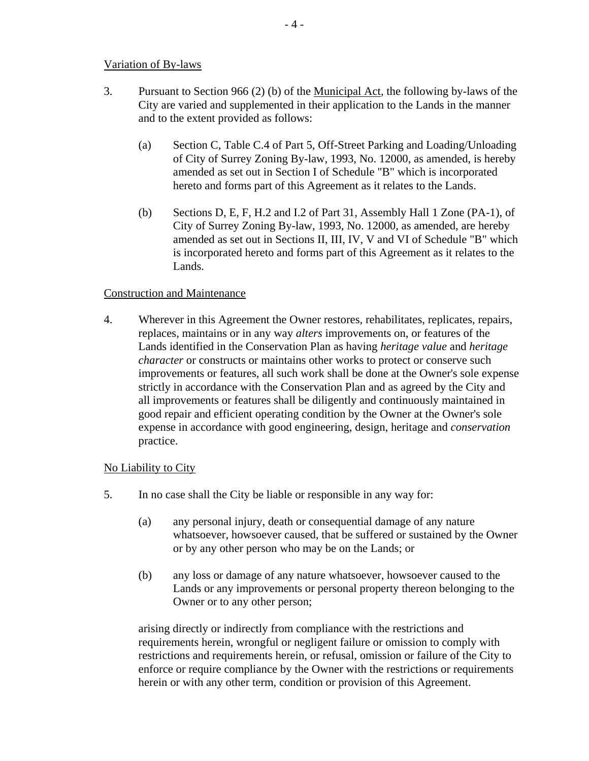Variation of By-laws

3. Pursuant to Section 966 (2) (b) of the Municipal Act, the following by-laws of the City are varied and supplemented in their application to the Lands in the manner and to the extent provided as follows:

   (a) Section C, Table C.4 of Part 5, Off-Street Parking and Loading/Unloading of City of Surrey Zoning By-law, 1993, No. 12000, as amended, is hereby amended as set out in Section I of Schedule "B" which is incorporated hereto and forms part of this Agreement as it relates to the Lands.

   (b) Sections D, E, F, H.2 and I.2 of Part 31, Assembly Hall 1 Zone (PA-1), of City of Surrey Zoning By-law, 1993, No. 12000, as amended, are hereby amended as set out in Sections II, III, IV, V and VI of Schedule "B" which is incorporated hereto and forms part of this Agreement as it relates to the Lands.

Construction and Maintenance

4. Wherever in this Agreement the Owner restores, rehabilitates, replicates, repairs, replaces, maintains or in any way *alters* improvements on, or features of the Lands identified in the Conservation Plan as having *heritage value* and *heritage character* or constructs or maintains other works to protect or conserve such improvements or features, all such work shall be done at the Owner's sole expense strictly in accordance with the Conservation Plan and as agreed by the City and all improvements or features shall be diligently and continuously maintained in good repair and efficient operating condition by the Owner at the Owner's sole expense in accordance with good engineering, design, heritage and *conservation* practice.

No Liability to City

5. In no case shall the City be liable or responsible in any way for:

   (a) any personal injury, death or consequential damage of any nature whatsoever, howsoever caused, that be suffered or sustained by the Owner or by any other person who may be on the Lands; or

   (b) any loss or damage of any nature whatsoever, howsoever caused to the Lands or any improvements or personal property thereon belonging to the Owner or to any other person;

   arising directly or indirectly from compliance with the restrictions and requirements herein, wrongful or negligent failure or omission to comply with restrictions and requirements herein, or refusal, omission or failure of the City to enforce or require compliance by the Owner with the restrictions or requirements herein or with any other term, condition or provision of this Agreement.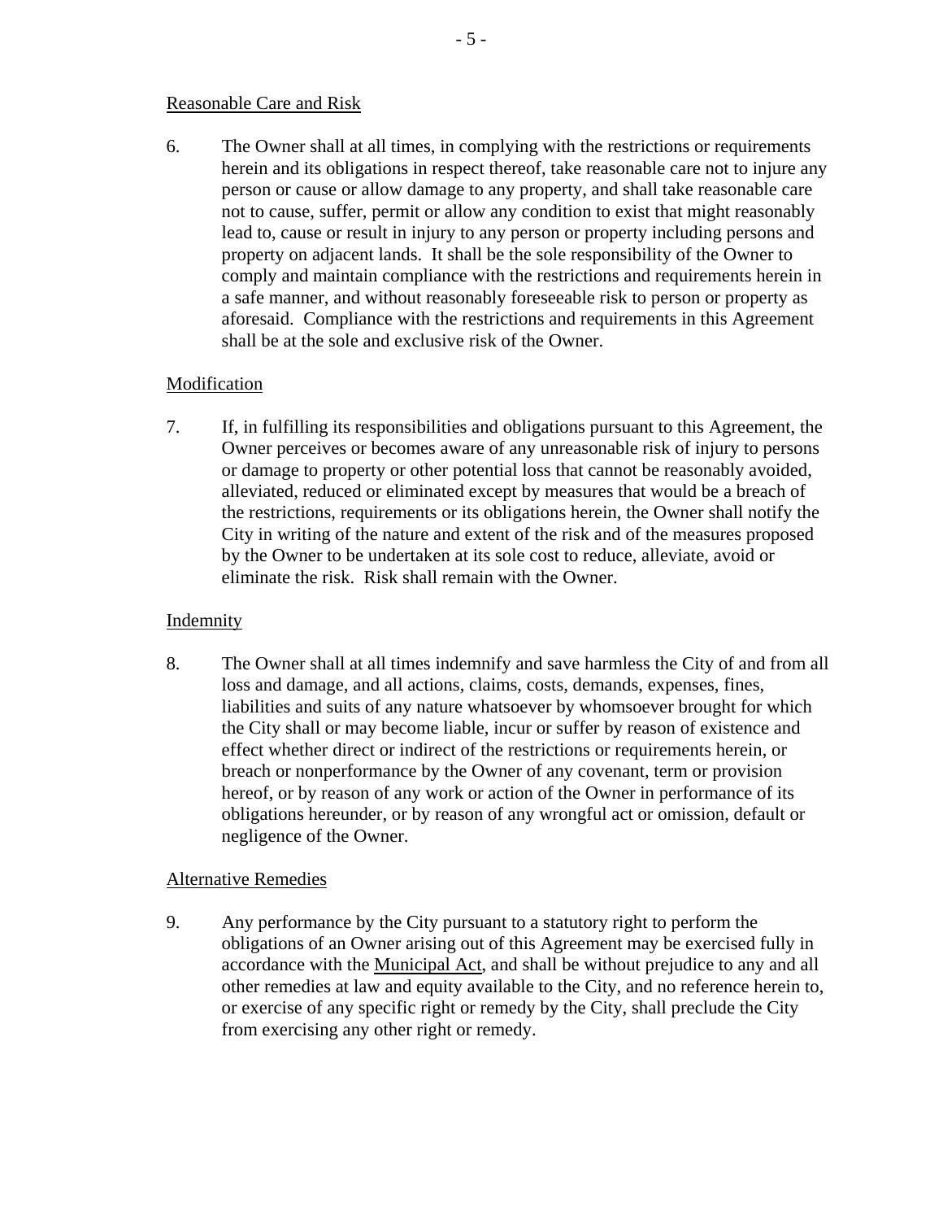Reasonable Care and Risk

6. The Owner shall at all times, in complying with the restrictions or requirements herein and its obligations in respect thereof, take reasonable care not to injure any person or cause or allow damage to any property, and shall take reasonable care not to cause, suffer, permit or allow any condition to exist that might reasonably lead to, cause or result in injury to any person or property including persons and property on adjacent lands. It shall be the sole responsibility of the Owner to comply and maintain compliance with the restrictions and requirements herein in a safe manner, and without reasonably foreseeable risk to person or property as aforesaid. Compliance with the restrictions and requirements in this Agreement shall be at the sole and exclusive risk of the Owner.

Modification

7. If, in fulfilling its responsibilities and obligations pursuant to this Agreement, the Owner perceives or becomes aware of any unreasonable risk of injury to persons or damage to property or other potential loss that cannot be reasonably avoided, alleviated, reduced or eliminated except by measures that would be a breach of the restrictions, requirements or its obligations herein, the Owner shall notify the City in writing of the nature and extent of the risk and of the measures proposed by the Owner to be undertaken at its sole cost to reduce, alleviate, avoid or eliminate the risk. Risk shall remain with the Owner.

Indemnity

8. The Owner shall at all times indemnify and save harmless the City of and from all loss and damage, and all actions, claims, costs, demands, expenses, fines, liabilities and suits of any nature whatsoever by whomsoever brought for which the City shall or may become liable, incur or suffer by reason of existence and effect whether direct or indirect of the restrictions or requirements herein, or breach or nonperformance by the Owner of any covenant, term or provision hereof, or by reason of any work or action of the Owner in performance of its obligations hereunder, or by reason of any wrongful act or omission, default or negligence of the Owner.

Alternative Remedies

9. Any performance by the City pursuant to a statutory right to perform the obligations of an Owner arising out of this Agreement may be exercised fully in accordance with the Municipal Act, and shall be without prejudice to any and all other remedies at law and equity available to the City, and no reference herein to, or exercise of any specific right or remedy by the City, shall preclude the City from exercising any other right or remedy.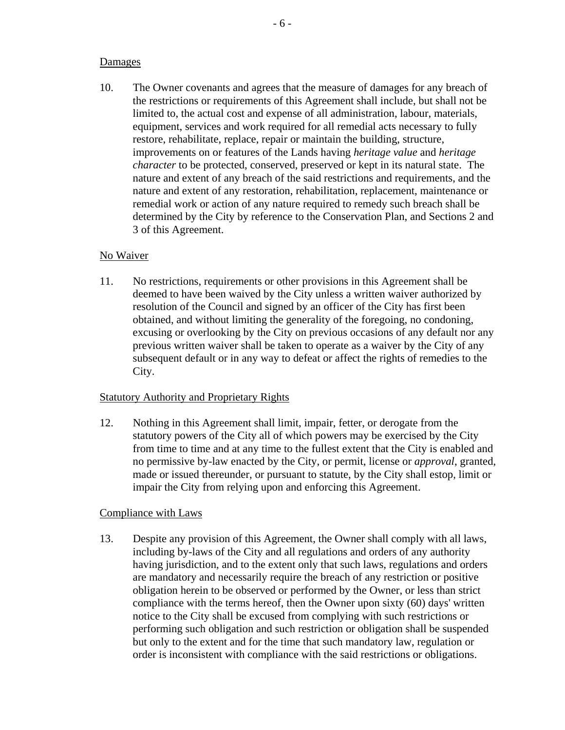Damages

10. The Owner covenants and agrees that the measure of damages for any breach of the restrictions or requirements of this Agreement shall include, but shall not be limited to, the actual cost and expense of all administration, labour, materials, equipment, services and work required for all remedial acts necessary to fully restore, rehabilitate, replace, repair or maintain the building, structure, improvements on or features of the Lands having *heritage value* and *heritage character* to be protected, conserved, preserved or kept in its natural state. The nature and extent of any breach of the said restrictions and requirements, and the nature and extent of any restoration, rehabilitation, replacement, maintenance or remedial work or action of any nature required to remedy such breach shall be determined by the City by reference to the Conservation Plan, and Sections 2 and 3 of this Agreement.

No Waiver

11. No restrictions, requirements or other provisions in this Agreement shall be deemed to have been waived by the City unless a written waiver authorized by resolution of the Council and signed by an officer of the City has first been obtained, and without limiting the generality of the foregoing, no condoning, excusing or overlooking by the City on previous occasions of any default nor any previous written waiver shall be taken to operate as a waiver by the City of any subsequent default or in any way to defeat or affect the rights of remedies to the City.

Statutory Authority and Proprietary Rights

12. Nothing in this Agreement shall limit, impair, fetter, or derogate from the statutory powers of the City all of which powers may be exercised by the City from time to time and at any time to the fullest extent that the City is enabled and no permissive by-law enacted by the City, or permit, license or *approval*, granted, made or issued thereunder, or pursuant to statute, by the City shall estop, limit or impair the City from relying upon and enforcing this Agreement.

Compliance with Laws

13. Despite any provision of this Agreement, the Owner shall comply with all laws, including by-laws of the City and all regulations and orders of any authority having jurisdiction, and to the extent only that such laws, regulations and orders are mandatory and necessarily require the breach of any restriction or positive obligation herein to be observed or performed by the Owner, or less than strict compliance with the terms hereof, then the Owner upon sixty (60) days' written notice to the City shall be excused from complying with such restrictions or performing such obligation and such restriction or obligation shall be suspended but only to the extent and for the time that such mandatory law, regulation or order is inconsistent with compliance with the said restrictions or obligations.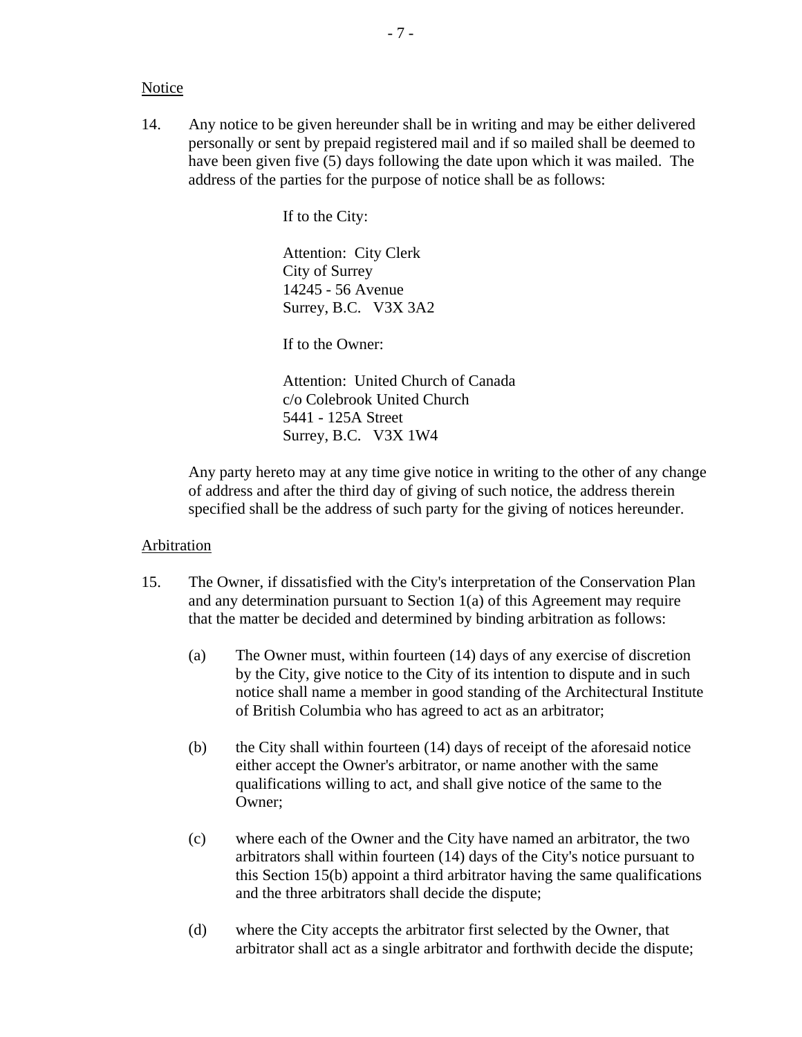<u>Notice</u>

14. Any notice to be given hereunder shall be in writing and may be either delivered personally or sent by prepaid registered mail and if so mailed shall be deemed to have been given five (5) days following the date upon which it was mailed. The address of the parties for the purpose of notice shall be as follows:

    If to the City:

    Attention: City Clerk
    City of Surrey
    14245 - 56 Avenue
    Surrey, B.C. V3X 3A2

    If to the Owner:

    Attention: United Church of Canada
    c/o Colebrook United Church
    5441 - 125A Street
    Surrey, B.C. V3X 1W4

    Any party hereto may at any time give notice in writing to the other of any change of address and after the third day of giving of such notice, the address therein specified shall be the address of such party for the giving of notices hereunder.

<u>Arbitration</u>

15. The Owner, if dissatisfied with the City's interpretation of the Conservation Plan and any determination pursuant to Section 1(a) of this Agreement may require that the matter be decided and determined by binding arbitration as follows:

    (a) The Owner must, within fourteen (14) days of any exercise of discretion by the City, give notice to the City of its intention to dispute and in such notice shall name a member in good standing of the Architectural Institute of British Columbia who has agreed to act as an arbitrator;

    (b) the City shall within fourteen (14) days of receipt of the aforesaid notice either accept the Owner's arbitrator, or name another with the same qualifications willing to act, and shall give notice of the same to the Owner;

    (c) where each of the Owner and the City have named an arbitrator, the two arbitrators shall within fourteen (14) days of the City's notice pursuant to this Section 15(b) appoint a third arbitrator having the same qualifications and the three arbitrators shall decide the dispute;

    (d) where the City accepts the arbitrator first selected by the Owner, that arbitrator shall act as a single arbitrator and forthwith decide the dispute;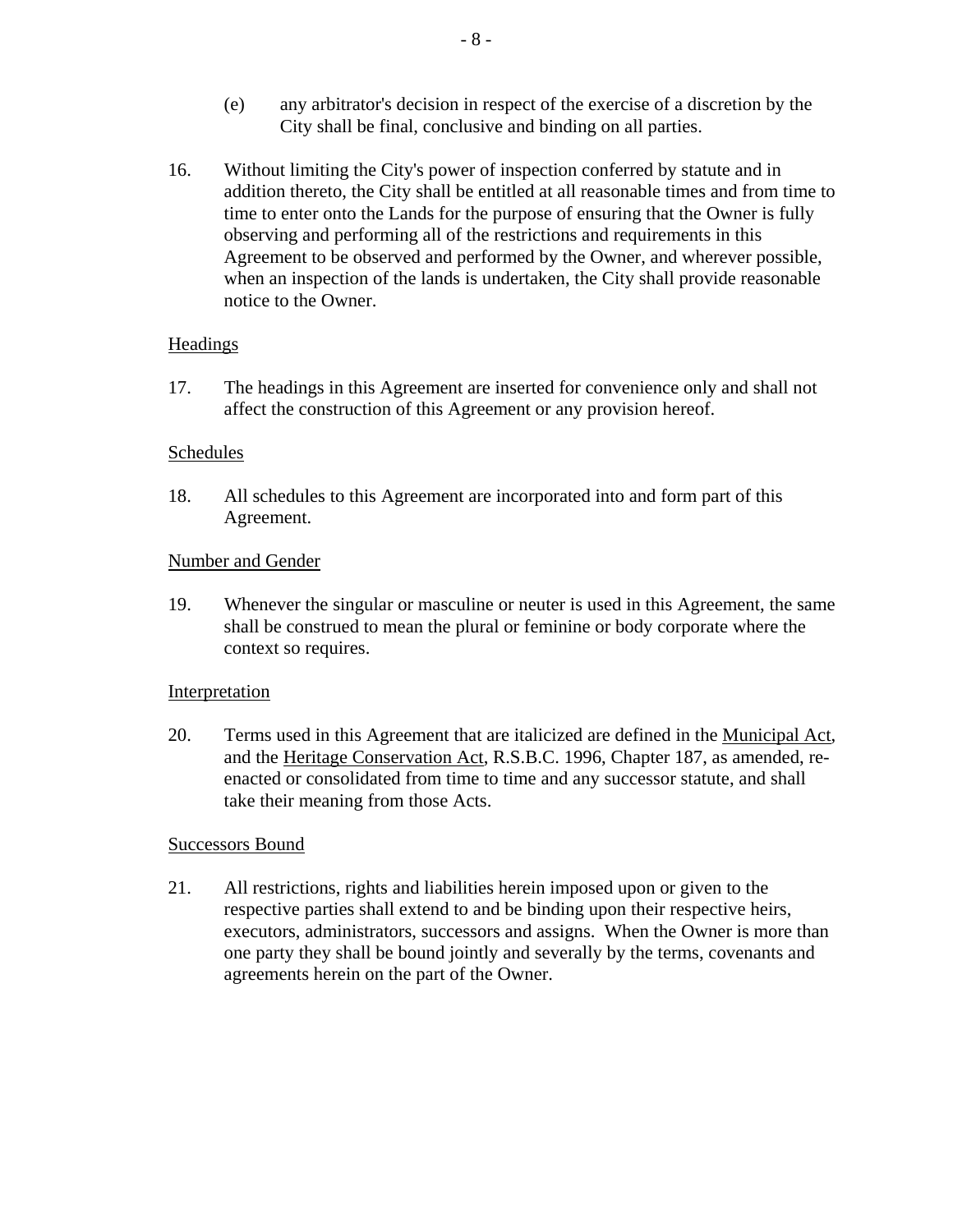(e) any arbitrator's decision in respect of the exercise of a discretion by the City shall be final, conclusive and binding on all parties.

16. Without limiting the City's power of inspection conferred by statute and in addition thereto, the City shall be entitled at all reasonable times and from time to time to enter onto the Lands for the purpose of ensuring that the Owner is fully observing and performing all of the restrictions and requirements in this Agreement to be observed and performed by the Owner, and wherever possible, when an inspection of the lands is undertaken, the City shall provide reasonable notice to the Owner.

<u>Headings</u>

17. The headings in this Agreement are inserted for convenience only and shall not affect the construction of this Agreement or any provision hereof.

<u>Schedules</u>

18. All schedules to this Agreement are incorporated into and form part of this Agreement.

<u>Number and Gender</u>

19. Whenever the singular or masculine or neuter is used in this Agreement, the same shall be construed to mean the plural or feminine or body corporate where the context so requires.

<u>Interpretation</u>

20. Terms used in this Agreement that are italicized are defined in the <u>Municipal Act</u>, and the <u>Heritage Conservation Act</u>, R.S.B.C. 1996, Chapter 187, as amended, re-enacted or consolidated from time to time and any successor statute, and shall take their meaning from those Acts.

<u>Successors Bound</u>

21. All restrictions, rights and liabilities herein imposed upon or given to the respective parties shall extend to and be binding upon their respective heirs, executors, administrators, successors and assigns. When the Owner is more than one party they shall be bound jointly and severally by the terms, covenants and agreements herein on the part of the Owner.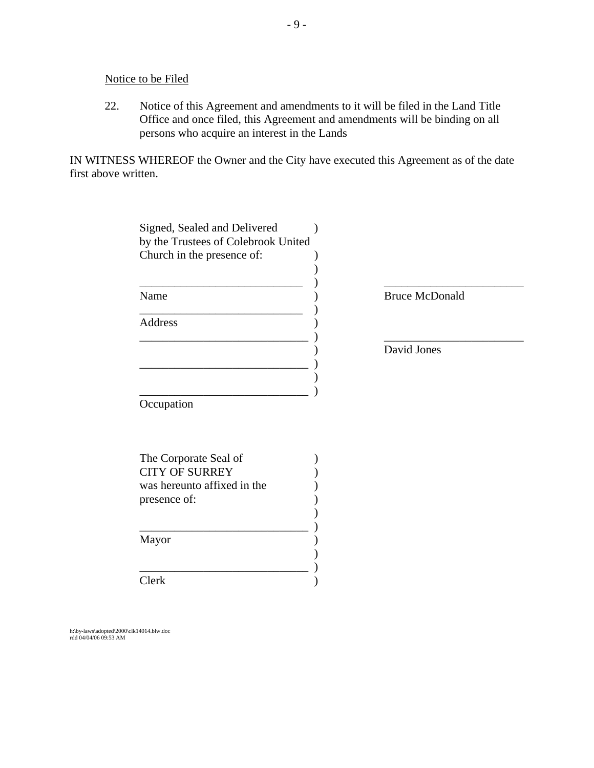Notice to be Filed

22. Notice of this Agreement and amendments to it will be filed in the Land Title Office and once filed, this Agreement and amendments will be binding on all persons who acquire an interest in the Lands

IN WITNESS WHEREOF the Owner and the City have executed this Agreement as of the date first above written.

| | | |
|---|---|---|
| Signed, Sealed and Delivered by the Trustees of Colebrook United Church in the presence of: | ) | |
| _____________________________ | ) | _________________________ |
| Name | ) | Bruce McDonald |
| _____________________________ | ) | |
| Address | ) | |
| _____________________________ | ) | _________________________ |
| | ) | David Jones |
| _____________________________ | ) | |
| _____________________________ | ) | |
| Occupation | | |

| | |
|---|---|
| The Corporate Seal of CITY OF SURREY was hereunto affixed in the presence of: | ) |
| _____________________________ | ) |
| Mayor | ) |
| _____________________________ | ) |
| Clerk | ) |

h:\by-laws\adopted\2000\clk14014.blw.doc
rdd 04/04/06 09:53 AM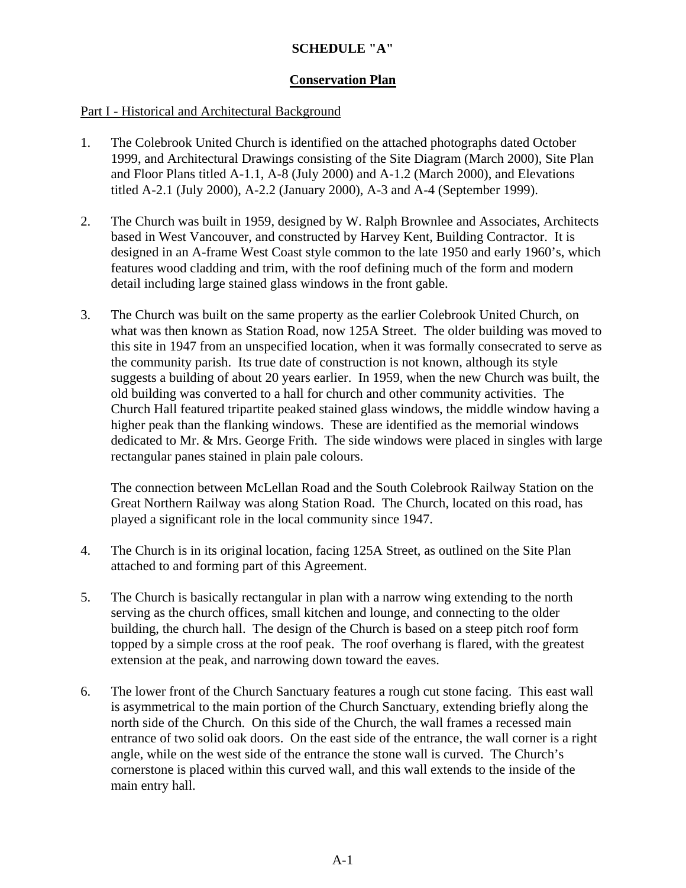**SCHEDULE "A"**

**Conservation Plan**

Part I - Historical and Architectural Background

1. The Colebrook United Church is identified on the attached photographs dated October 1999, and Architectural Drawings consisting of the Site Diagram (March 2000), Site Plan and Floor Plans titled A-1.1, A-8 (July 2000) and A-1.2 (March 2000), and Elevations titled A-2.1 (July 2000), A-2.2 (January 2000), A-3 and A-4 (September 1999).

2. The Church was built in 1959, designed by W. Ralph Brownlee and Associates, Architects based in West Vancouver, and constructed by Harvey Kent, Building Contractor. It is designed in an A-frame West Coast style common to the late 1950 and early 1960's, which features wood cladding and trim, with the roof defining much of the form and modern detail including large stained glass windows in the front gable.

3. The Church was built on the same property as the earlier Colebrook United Church, on what was then known as Station Road, now 125A Street. The older building was moved to this site in 1947 from an unspecified location, when it was formally consecrated to serve as the community parish. Its true date of construction is not known, although its style suggests a building of about 20 years earlier. In 1959, when the new Church was built, the old building was converted to a hall for church and other community activities. The Church Hall featured tripartite peaked stained glass windows, the middle window having a higher peak than the flanking windows. These are identified as the memorial windows dedicated to Mr. & Mrs. George Frith. The side windows were placed in singles with large rectangular panes stained in plain pale colours.

   The connection between McLellan Road and the South Colebrook Railway Station on the Great Northern Railway was along Station Road. The Church, located on this road, has played a significant role in the local community since 1947.

4. The Church is in its original location, facing 125A Street, as outlined on the Site Plan attached to and forming part of this Agreement.

5. The Church is basically rectangular in plan with a narrow wing extending to the north serving as the church offices, small kitchen and lounge, and connecting to the older building, the church hall. The design of the Church is based on a steep pitch roof form topped by a simple cross at the roof peak. The roof overhang is flared, with the greatest extension at the peak, and narrowing down toward the eaves.

6. The lower front of the Church Sanctuary features a rough cut stone facing. This east wall is asymmetrical to the main portion of the Church Sanctuary, extending briefly along the north side of the Church. On this side of the Church, the wall frames a recessed main entrance of two solid oak doors. On the east side of the entrance, the wall corner is a right angle, while on the west side of the entrance the stone wall is curved. The Church's cornerstone is placed within this curved wall, and this wall extends to the inside of the main entry hall.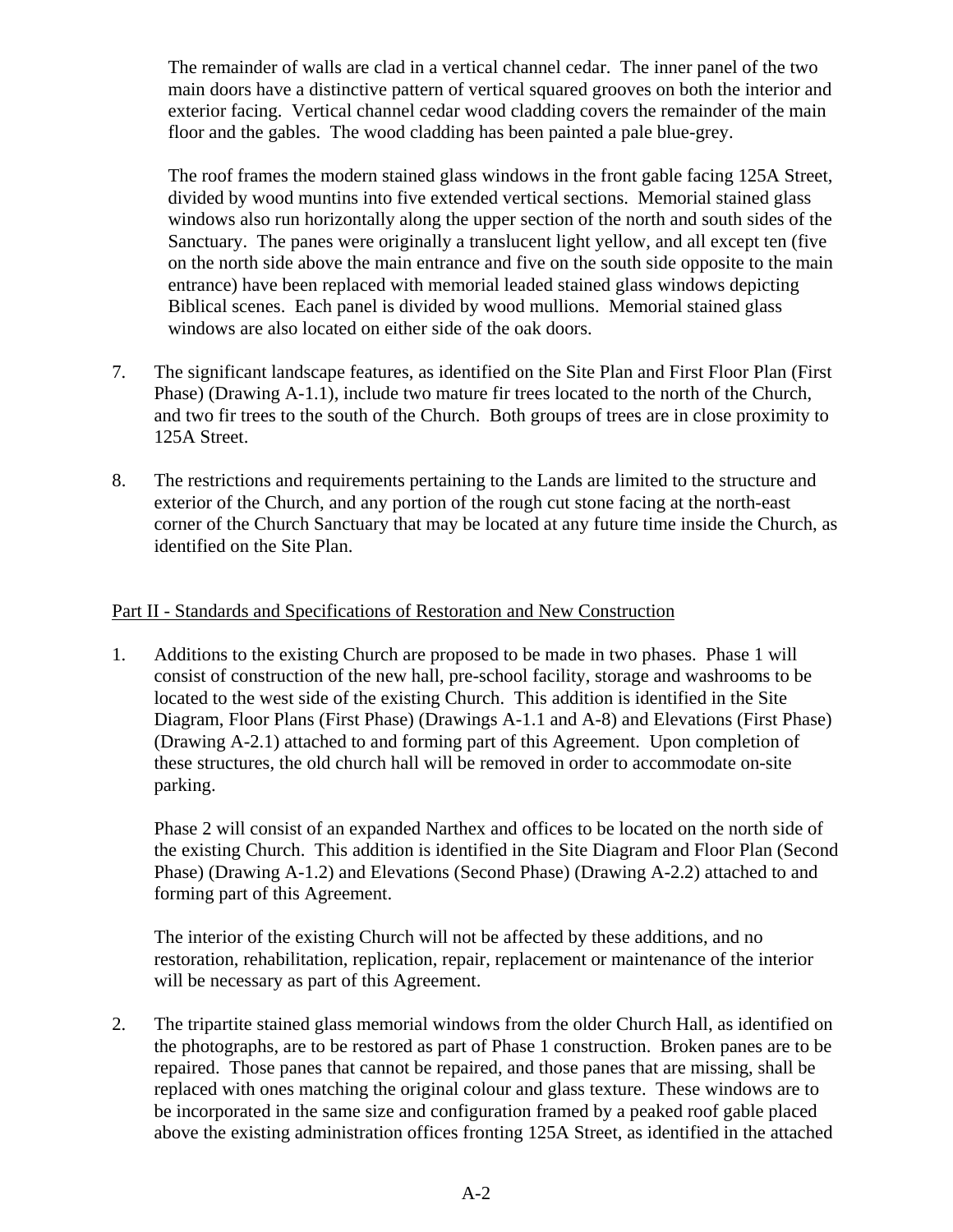The remainder of walls are clad in a vertical channel cedar. The inner panel of the two main doors have a distinctive pattern of vertical squared grooves on both the interior and exterior facing. Vertical channel cedar wood cladding covers the remainder of the main floor and the gables. The wood cladding has been painted a pale blue-grey.

The roof frames the modern stained glass windows in the front gable facing 125A Street, divided by wood muntins into five extended vertical sections. Memorial stained glass windows also run horizontally along the upper section of the north and south sides of the Sanctuary. The panes were originally a translucent light yellow, and all except ten (five on the north side above the main entrance and five on the south side opposite to the main entrance) have been replaced with memorial leaded stained glass windows depicting Biblical scenes. Each panel is divided by wood mullions. Memorial stained glass windows are also located on either side of the oak doors.

7. The significant landscape features, as identified on the Site Plan and First Floor Plan (First Phase) (Drawing A-1.1), include two mature fir trees located to the north of the Church, and two fir trees to the south of the Church. Both groups of trees are in close proximity to 125A Street.

8. The restrictions and requirements pertaining to the Lands are limited to the structure and exterior of the Church, and any portion of the rough cut stone facing at the north-east corner of the Church Sanctuary that may be located at any future time inside the Church, as identified on the Site Plan.

## Part II - Standards and Specifications of Restoration and New Construction

1. Additions to the existing Church are proposed to be made in two phases. Phase 1 will consist of construction of the new hall, pre-school facility, storage and washrooms to be located to the west side of the existing Church. This addition is identified in the Site Diagram, Floor Plans (First Phase) (Drawings A-1.1 and A-8) and Elevations (First Phase) (Drawing A-2.1) attached to and forming part of this Agreement. Upon completion of these structures, the old church hall will be removed in order to accommodate on-site parking.

   Phase 2 will consist of an expanded Narthex and offices to be located on the north side of the existing Church. This addition is identified in the Site Diagram and Floor Plan (Second Phase) (Drawing A-1.2) and Elevations (Second Phase) (Drawing A-2.2) attached to and forming part of this Agreement.

   The interior of the existing Church will not be affected by these additions, and no restoration, rehabilitation, replication, repair, replacement or maintenance of the interior will be necessary as part of this Agreement.

2. The tripartite stained glass memorial windows from the older Church Hall, as identified on the photographs, are to be restored as part of Phase 1 construction. Broken panes are to be repaired. Those panes that cannot be repaired, and those panes that are missing, shall be replaced with ones matching the original colour and glass texture. These windows are to be incorporated in the same size and configuration framed by a peaked roof gable placed above the existing administration offices fronting 125A Street, as identified in the attached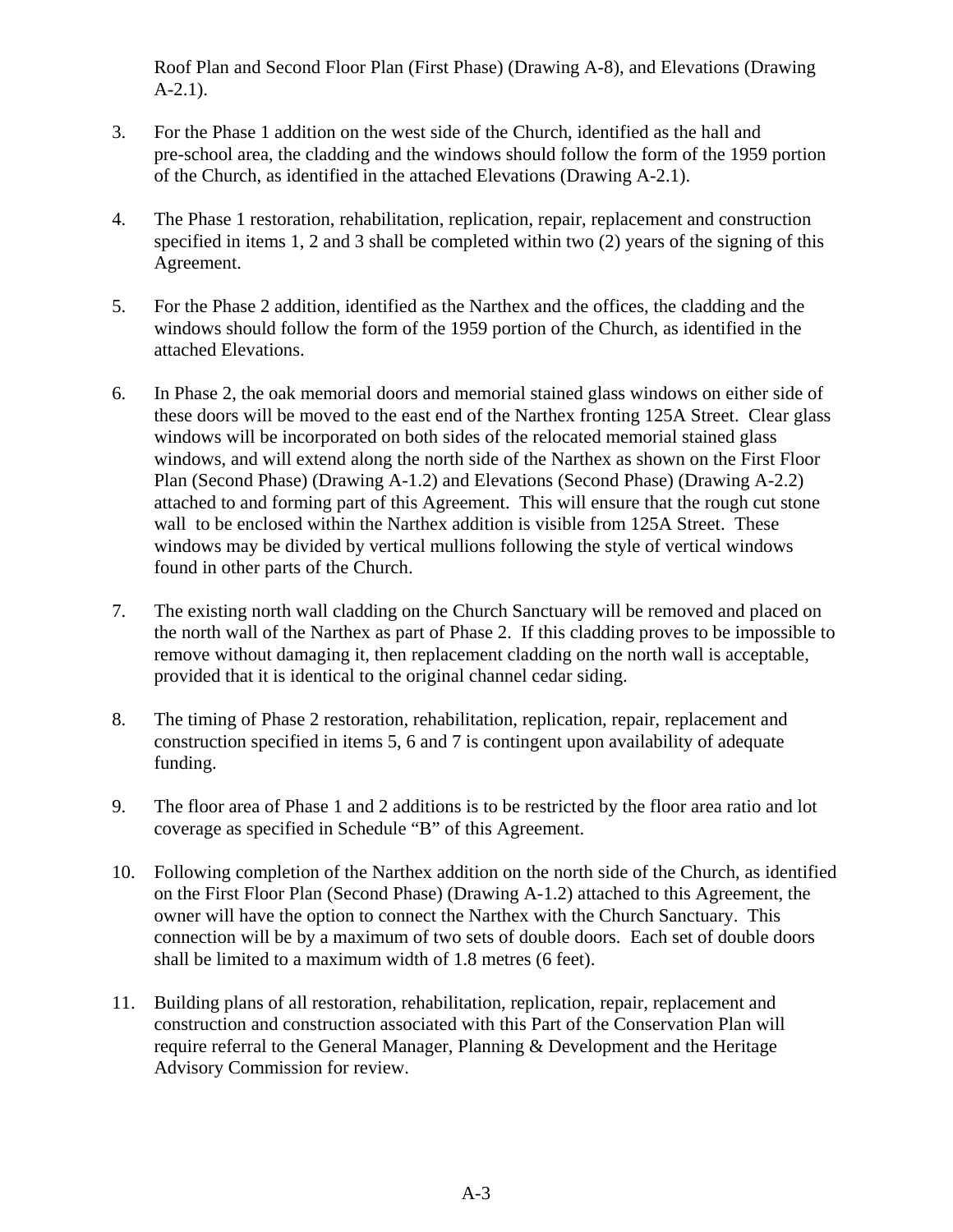Roof Plan and Second Floor Plan (First Phase) (Drawing A-8), and Elevations (Drawing A-2.1).

3. For the Phase 1 addition on the west side of the Church, identified as the hall and pre-school area, the cladding and the windows should follow the form of the 1959 portion of the Church, as identified in the attached Elevations (Drawing A-2.1).

4. The Phase 1 restoration, rehabilitation, replication, repair, replacement and construction specified in items 1, 2 and 3 shall be completed within two (2) years of the signing of this Agreement.

5. For the Phase 2 addition, identified as the Narthex and the offices, the cladding and the windows should follow the form of the 1959 portion of the Church, as identified in the attached Elevations.

6. In Phase 2, the oak memorial doors and memorial stained glass windows on either side of these doors will be moved to the east end of the Narthex fronting 125A Street. Clear glass windows will be incorporated on both sides of the relocated memorial stained glass windows, and will extend along the north side of the Narthex as shown on the First Floor Plan (Second Phase) (Drawing A-1.2) and Elevations (Second Phase) (Drawing A-2.2) attached to and forming part of this Agreement. This will ensure that the rough cut stone wall to be enclosed within the Narthex addition is visible from 125A Street. These windows may be divided by vertical mullions following the style of vertical windows found in other parts of the Church.

7. The existing north wall cladding on the Church Sanctuary will be removed and placed on the north wall of the Narthex as part of Phase 2. If this cladding proves to be impossible to remove without damaging it, then replacement cladding on the north wall is acceptable, provided that it is identical to the original channel cedar siding.

8. The timing of Phase 2 restoration, rehabilitation, replication, repair, replacement and construction specified in items 5, 6 and 7 is contingent upon availability of adequate funding.

9. The floor area of Phase 1 and 2 additions is to be restricted by the floor area ratio and lot coverage as specified in Schedule "B" of this Agreement.

10. Following completion of the Narthex addition on the north side of the Church, as identified on the First Floor Plan (Second Phase) (Drawing A-1.2) attached to this Agreement, the owner will have the option to connect the Narthex with the Church Sanctuary. This connection will be by a maximum of two sets of double doors. Each set of double doors shall be limited to a maximum width of 1.8 metres (6 feet).

11. Building plans of all restoration, rehabilitation, replication, repair, replacement and construction and construction associated with this Part of the Conservation Plan will require referral to the General Manager, Planning & Development and the Heritage Advisory Commission for review.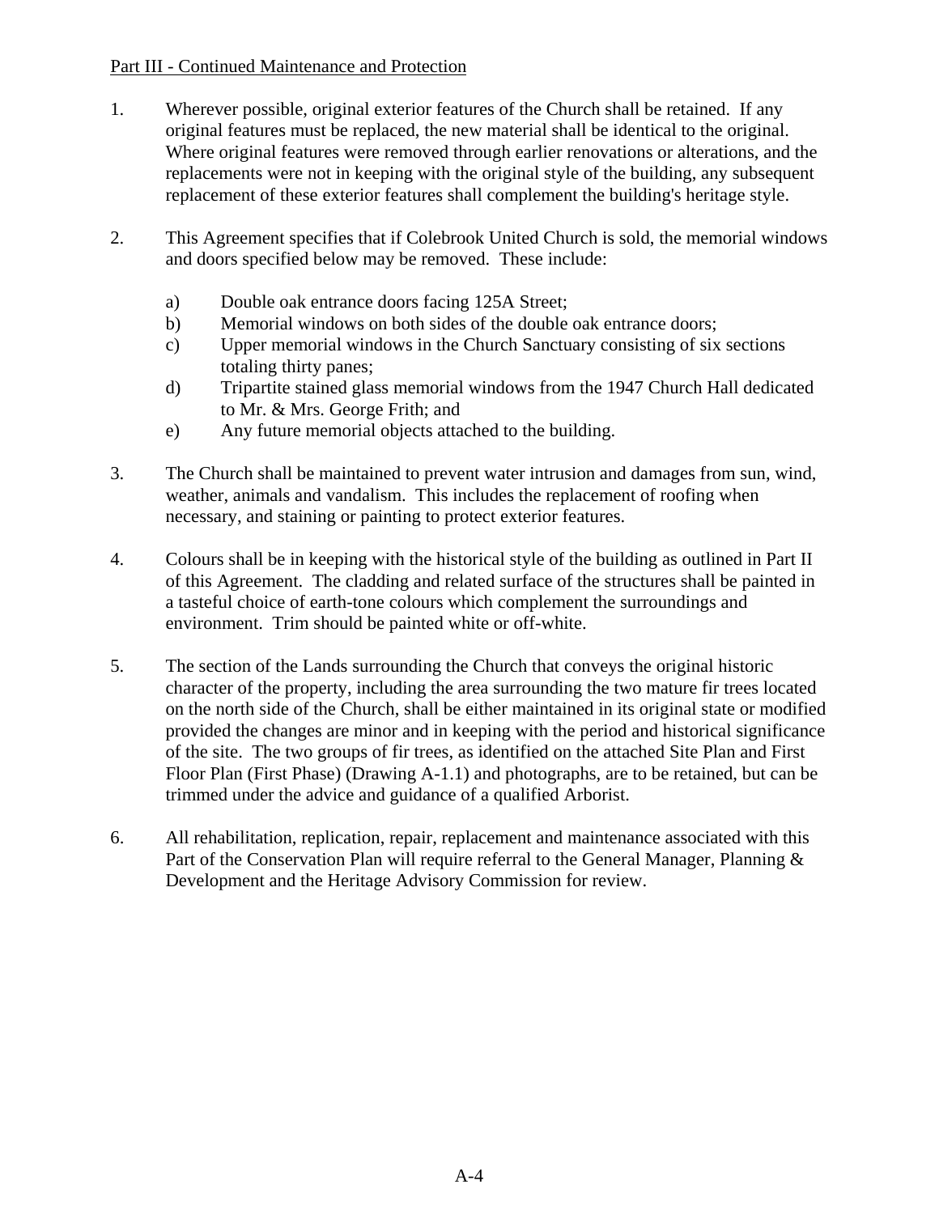<u>Part III - Continued Maintenance and Protection</u>

1. Wherever possible, original exterior features of the Church shall be retained. If any original features must be replaced, the new material shall be identical to the original. Where original features were removed through earlier renovations or alterations, and the replacements were not in keeping with the original style of the building, any subsequent replacement of these exterior features shall complement the building's heritage style.

2. This Agreement specifies that if Colebrook United Church is sold, the memorial windows and doors specified below may be removed. These include:

   a) Double oak entrance doors facing 125A Street;
   b) Memorial windows on both sides of the double oak entrance doors;
   c) Upper memorial windows in the Church Sanctuary consisting of six sections totaling thirty panes;
   d) Tripartite stained glass memorial windows from the 1947 Church Hall dedicated to Mr. & Mrs. George Frith; and
   e) Any future memorial objects attached to the building.

3. The Church shall be maintained to prevent water intrusion and damages from sun, wind, weather, animals and vandalism. This includes the replacement of roofing when necessary, and staining or painting to protect exterior features.

4. Colours shall be in keeping with the historical style of the building as outlined in Part II of this Agreement. The cladding and related surface of the structures shall be painted in a tasteful choice of earth-tone colours which complement the surroundings and environment. Trim should be painted white or off-white.

5. The section of the Lands surrounding the Church that conveys the original historic character of the property, including the area surrounding the two mature fir trees located on the north side of the Church, shall be either maintained in its original state or modified provided the changes are minor and in keeping with the period and historical significance of the site. The two groups of fir trees, as identified on the attached Site Plan and First Floor Plan (First Phase) (Drawing A-1.1) and photographs, are to be retained, but can be trimmed under the advice and guidance of a qualified Arborist.

6. All rehabilitation, replication, repair, replacement and maintenance associated with this Part of the Conservation Plan will require referral to the General Manager, Planning & Development and the Heritage Advisory Commission for review.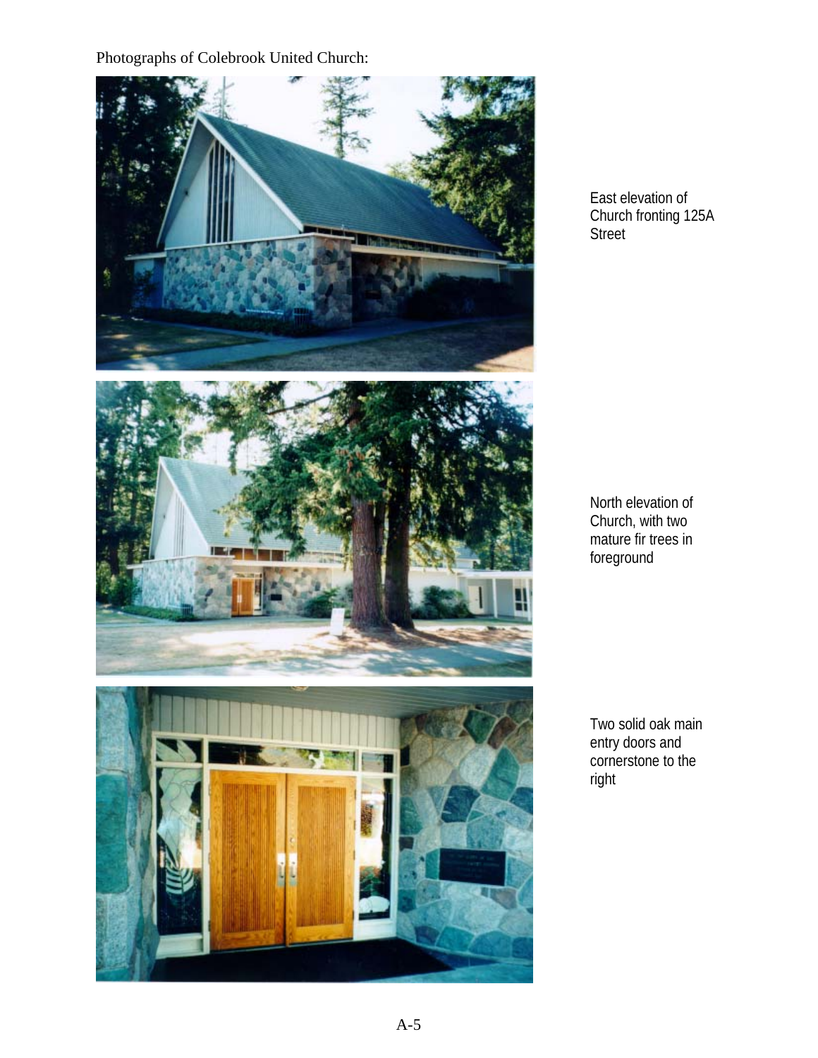Photographs of Colebrook United Church:

East elevation of Church fronting 125A Street

North elevation of Church, with two mature fir trees in foreground

Two solid oak main entry doors and cornerstone to the right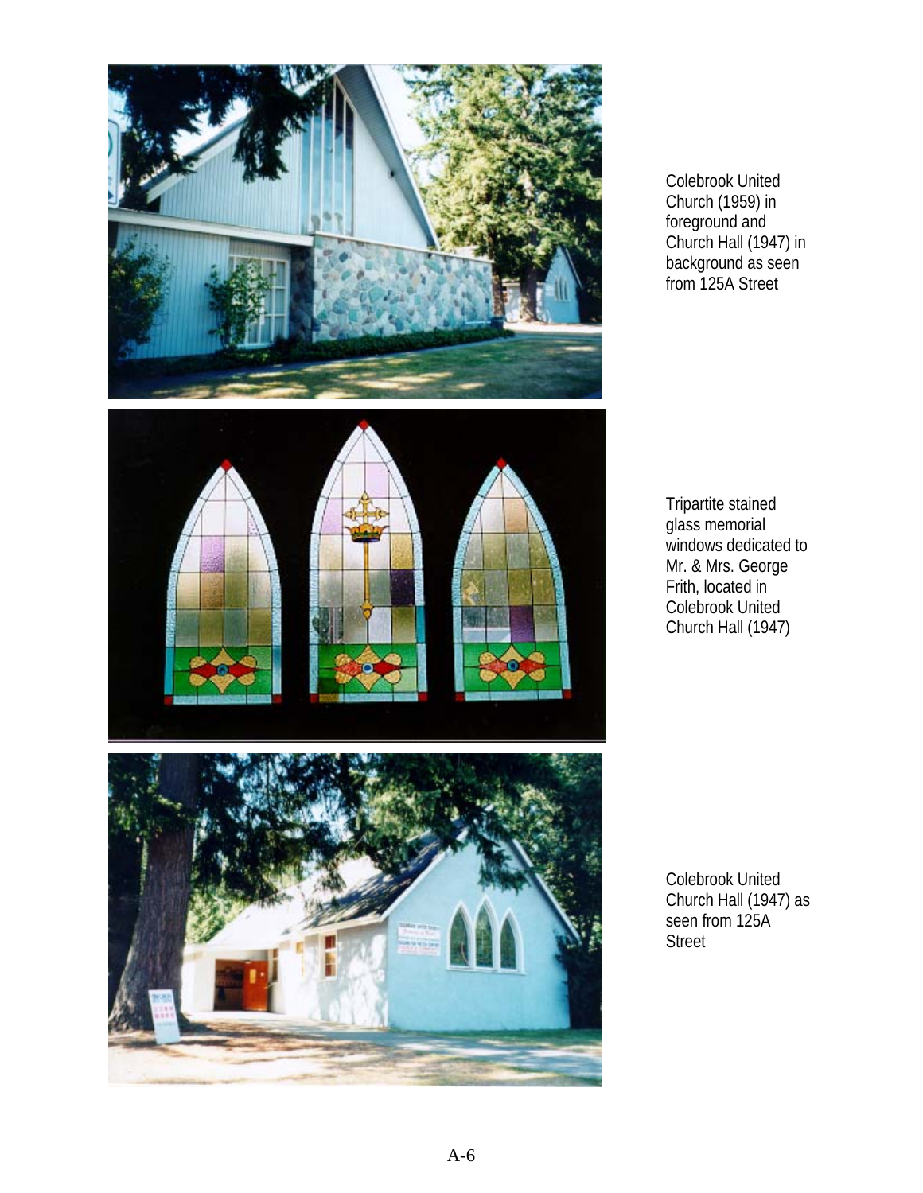Colebrook United Church (1959) in foreground and Church Hall (1947) in background as seen from 125A Street

Tripartite stained glass memorial windows dedicated to Mr. & Mrs. George Frith, located in Colebrook United Church Hall (1947)

Colebrook United Church Hall (1947) as seen from 125A Street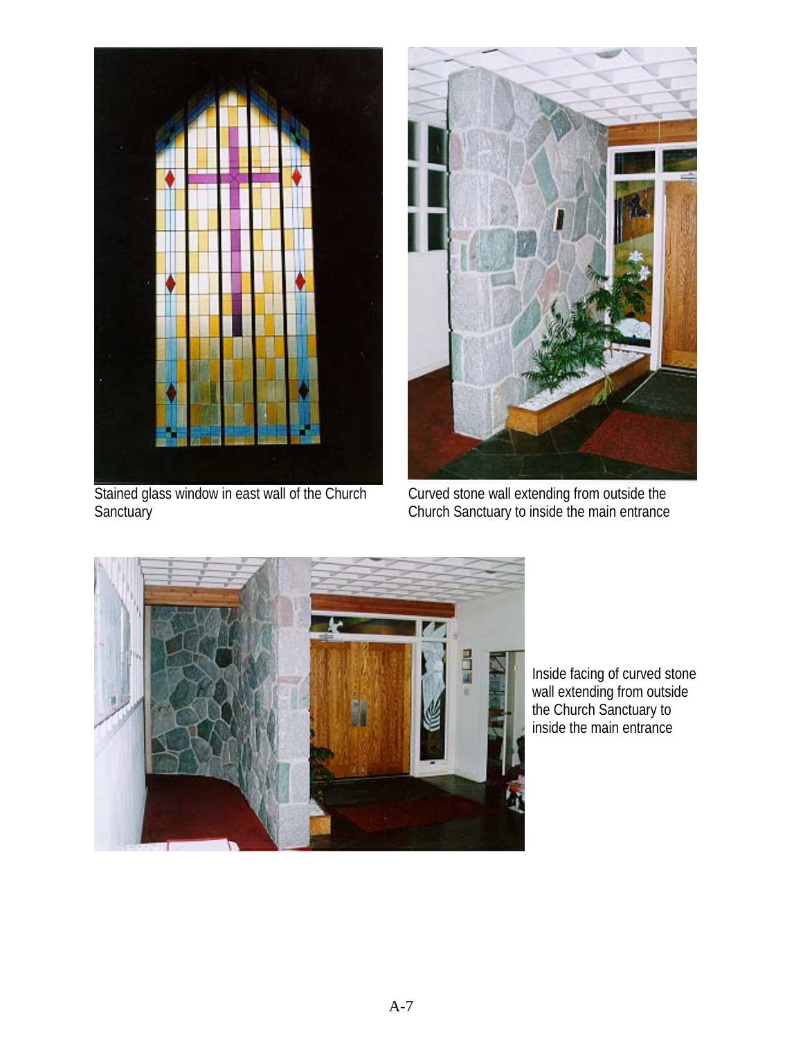Stained glass window in east wall of the Church Sanctuary

Curved stone wall extending from outside the Church Sanctuary to inside the main entrance

Inside facing of curved stone wall extending from outside the Church Sanctuary to inside the main entrance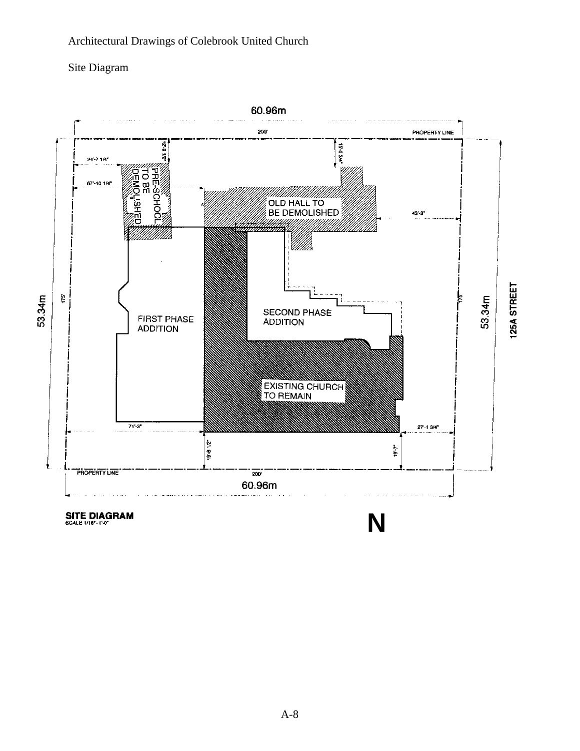Architectural Drawings of Colebrook United Church

Site Diagram

60.96m

200'

PROPERTY LINE

12'-9 1/2"

15'-0 3/4"

24'-7 1/4"

67'-10 1/4"

PRE-SCHOOL TO BE DEMOLISHED

OLD HALL TO BE DEMOLISHED

43'-3"

175'

53.34m

FIRST PHASE ADDITION

SECOND PHASE ADDITION

175'

53.34m

125A STREET

EXISTING CHURCH TO REMAIN

71'-3"

27'-1 3/4"

19'-8 1/2"

19'-7"

PROPERTY LINE

200'

60.96m

**SITE DIAGRAM**
SCALE 1/16"=1'-0"

**N**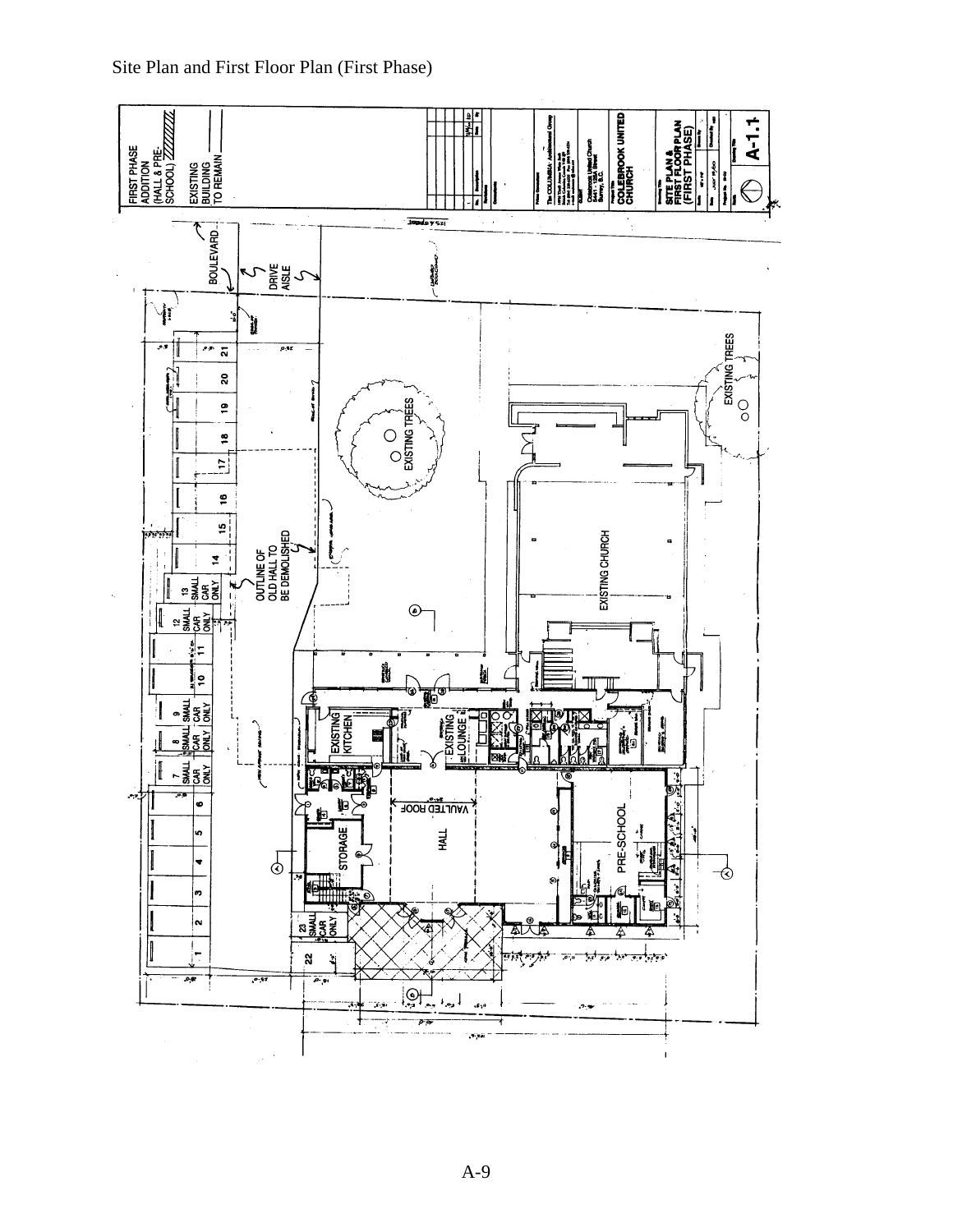Site Plan and First Floor Plan (First Phase)

FIRST PHASE ADDITION (HALL & PRE-SCHOOL)

EXISTING BUILDING TO REMAIN

COLEBROOK UNITED CHURCH

SITE PLAN & FIRST FLOOR PLAN (FIRST PHASE)

A-1.1

BOULEVARD

DRIVE AISLE

EXISTING TREES

EXISTING TREES

OUTLINE OF OLD HALL TO BE DEMOLISHED

EXISTING CHURCH

EXISTING KITCHEN

EXISTING LOUNGE

VAULTED ROOF

HALL

STORAGE

PRE-SCHOOL

SMALL CAR ONLY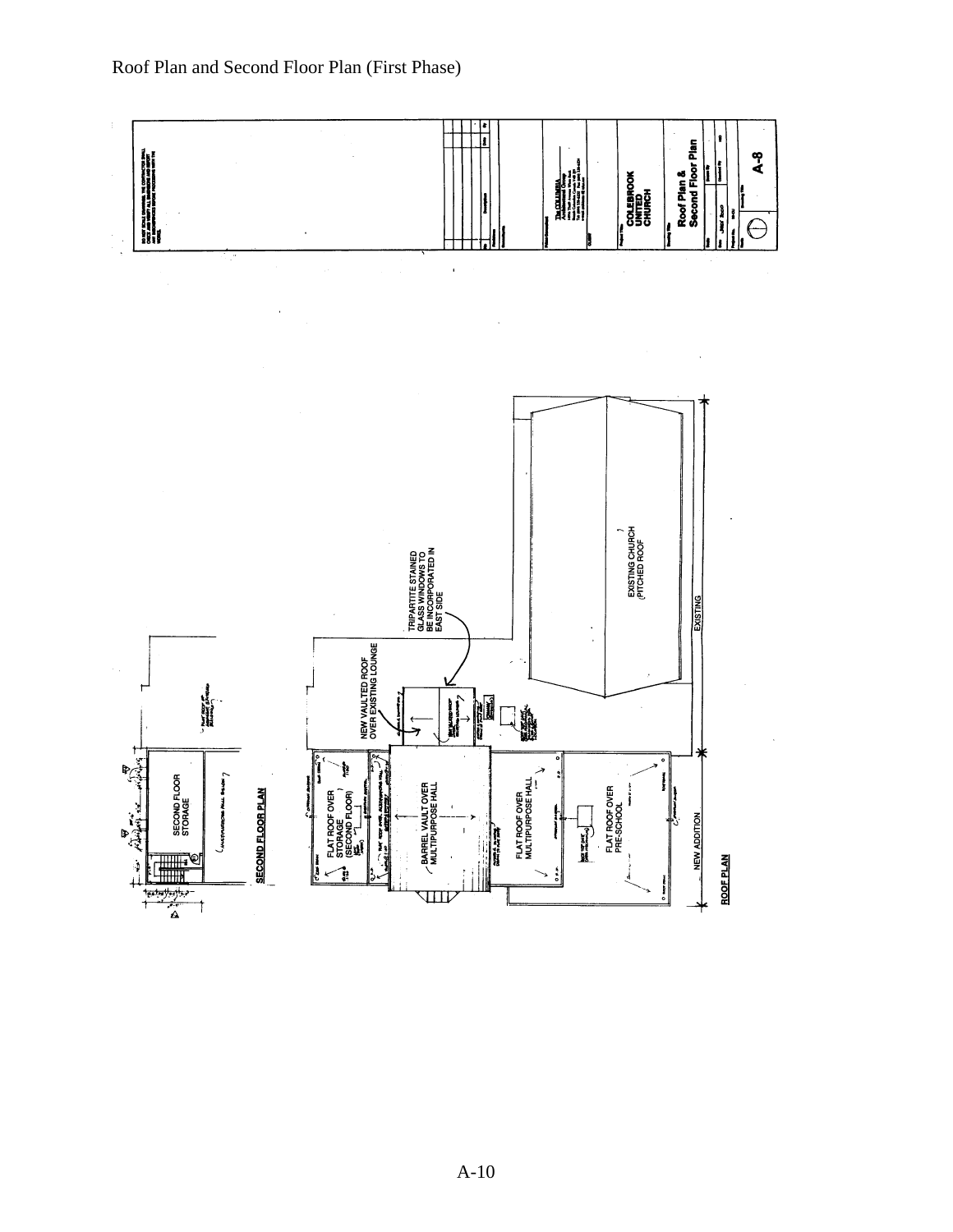Roof Plan and Second Floor Plan (First Phase)

COLEBROOK UNITED CHURCH

Roof Plan & Second Floor Plan

A-8

EXISTING CHURCH (PITCHED ROOF)

TRIPARTITE STAINED GLASS WINDOWS TO BE INCORPORATED IN EAST SIDE

NEW VAULTED ROOF OVER EXISTING LOUNGE

FLAT ROOF OVER STORAGE (SECOND FLOOR)

BARREL VAULT OVER MULTIPURPOSE HALL

FLAT ROOF OVER MULTIPURPOSE HALL

FLAT ROOF OVER PRE-SCHOOL

EXISTING

NEW ADDITION

ROOF PLAN

SECOND FLOOR STORAGE

SECOND FLOOR PLAN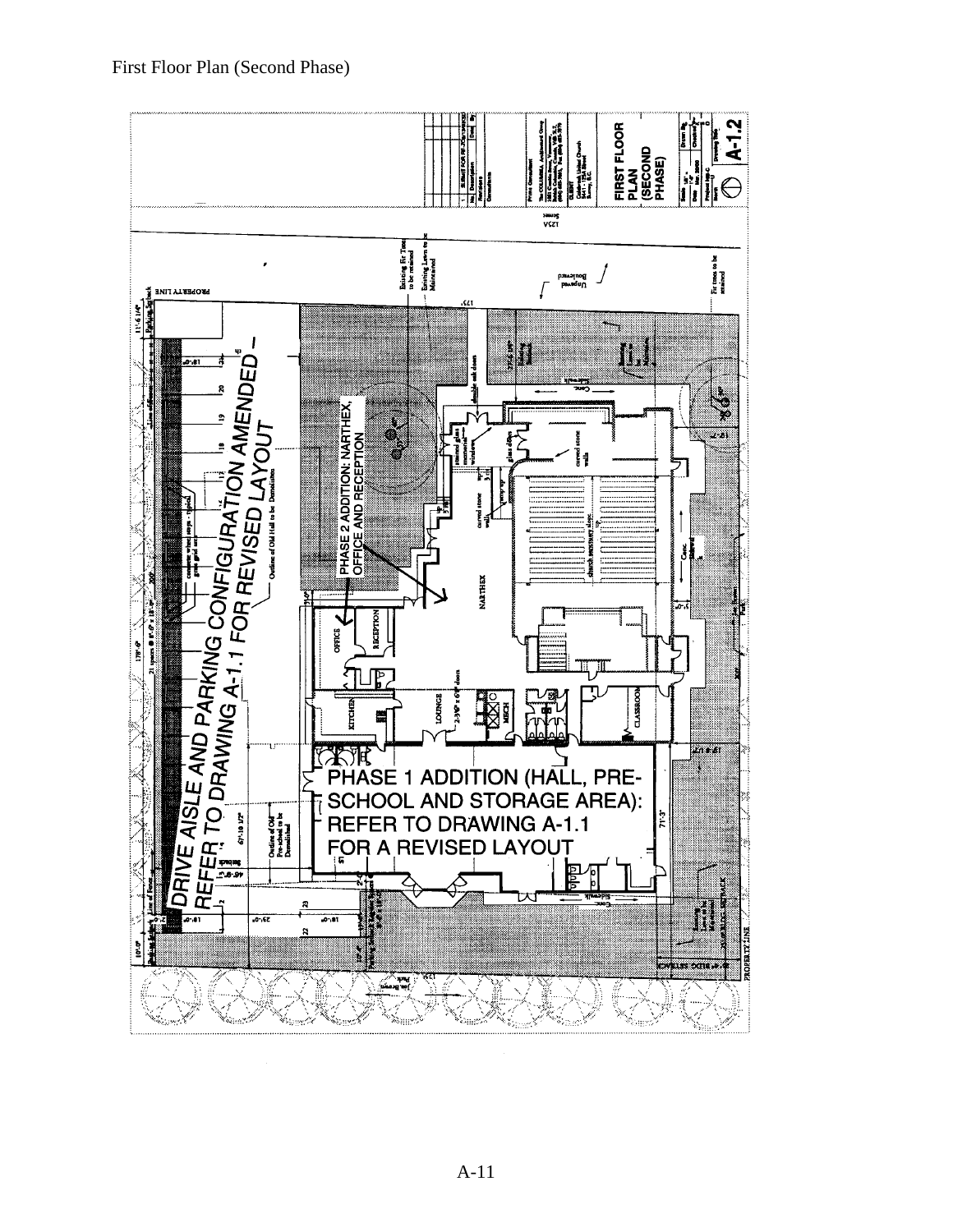First Floor Plan (Second Phase)

PHASE 2 ADDITION: NARTHEX, OFFICE AND RECEPTION

DRIVE AISLE AND PARKING CONFIGURATION AMENDED – REFER TO DRAWING A-1.1 FOR REVISED LAYOUT

PHASE 1 ADDITION (HALL, PRE-SCHOOL AND STORAGE AREA): REFER TO DRAWING A-1.1 FOR A REVISED LAYOUT

FIRST FLOOR PLAN (SECOND PHASE)

A-1.2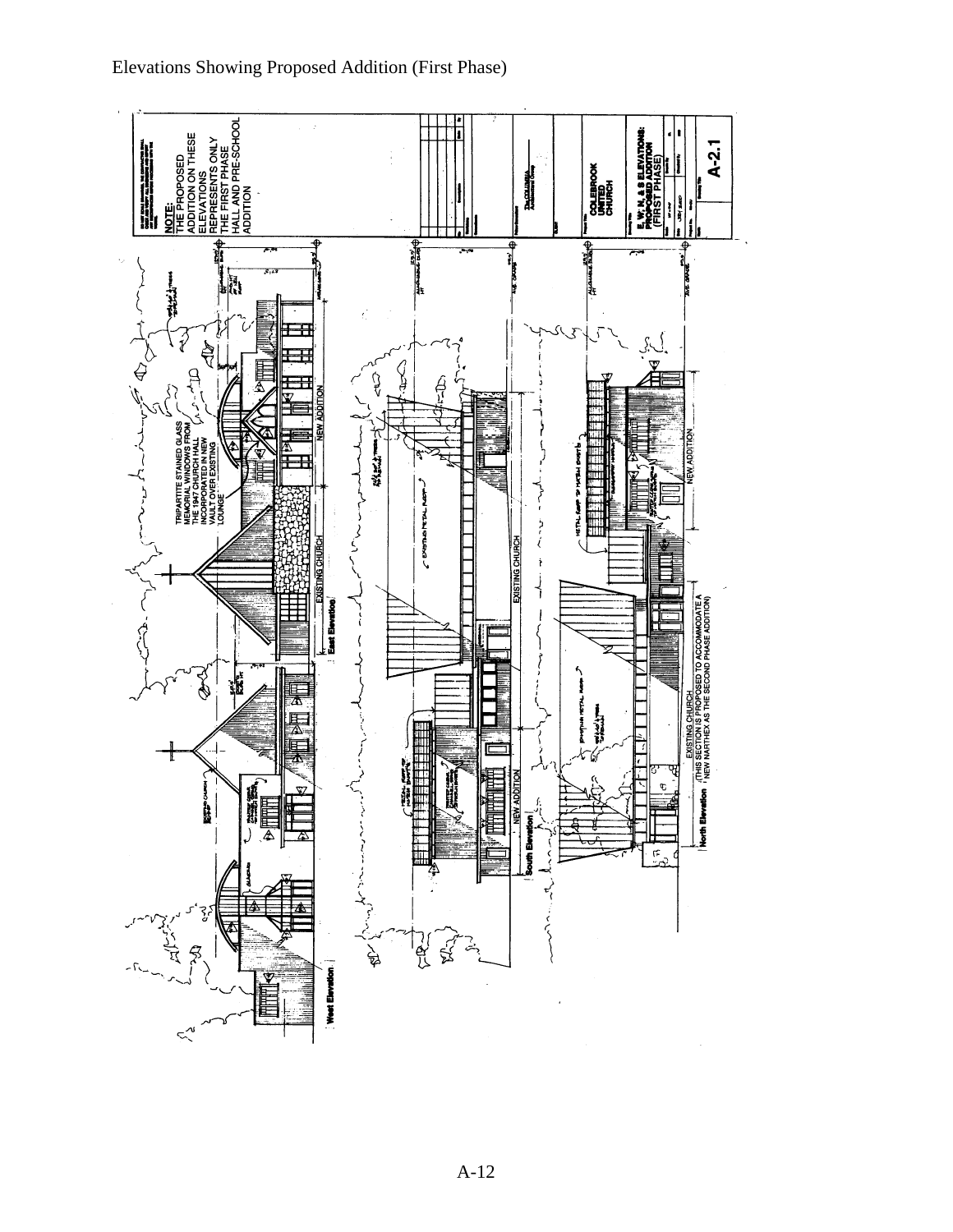Elevations Showing Proposed Addition (First Phase)

NOTE:
THE PROPOSED ADDITION ON THESE ELEVATIONS REPRESENTS ONLY THE FIRST PHASE HALL AND PRE-SCHOOL ADDITION

TRIPARTITE STAINED GLASS MEMORIAL WINDOWS FROM THE 1947 CHURCH HALL INCORPORATED IN NEW VAULT OVER EXISTING LOUNGE

EXISTING CHURCH | NEW ADDITION

East Elevation

West Elevation

NEW ADDITION | EXISTING CHURCH

South Elevation

EXISTING CHURCH | NEW ADDITION

EXISTING CHURCH (THIS SECTION IS PROPOSED TO ACCOMMODATE A NEW NARTHEX AS THE SECOND PHASE ADDITION)

North Elevation

COLEBROOK UNITED CHURCH

E, W, N, & S ELEVATIONS: PROPOSED ADDITION (FIRST PHASE)

A-2.1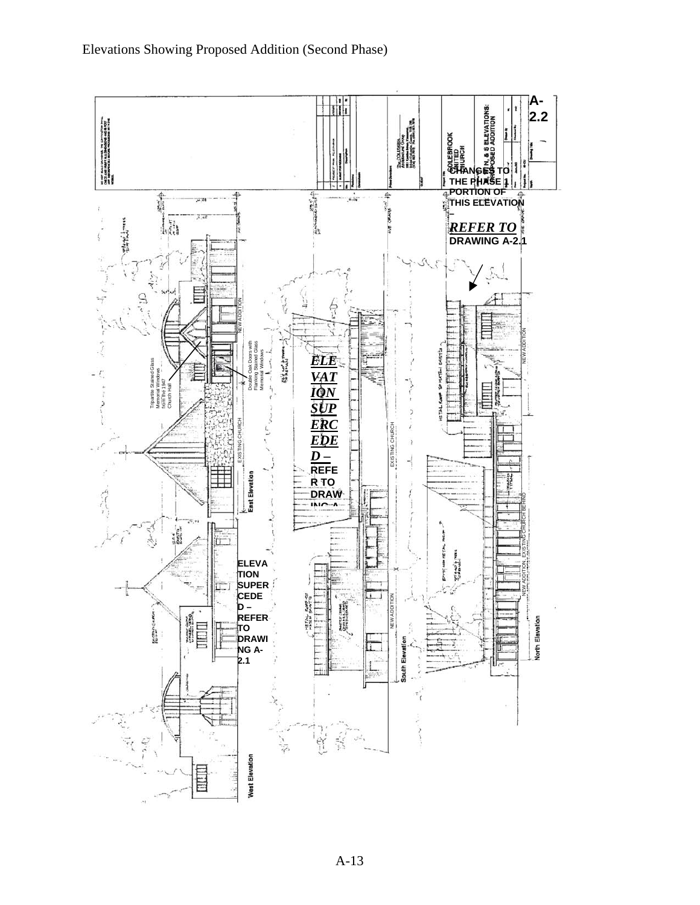Elevations Showing Proposed Addition (Second Phase)

A-2.2

CHANGES TO THE PHASE 1 PORTION OF THIS ELEVATION

***REFER TO*** DRAWING A-2.1

***ELEVATION SUPERCEDED –*** REFER TO DRAWING A-

ELEVATION SUPERCEDED – REFER TO DRAWING A-2.1

NEW ADDITION

EXISTING CHURCH

Tripartite Stained Glass Memorial Windows from the 1947 Church Hall

Double Oak Doors with Flanking Stained Glass Memorial Windows

East Elevation

South Elevation

North Elevation

West Elevation

NEW ADDITION, EXISTING CHURCH BEHIND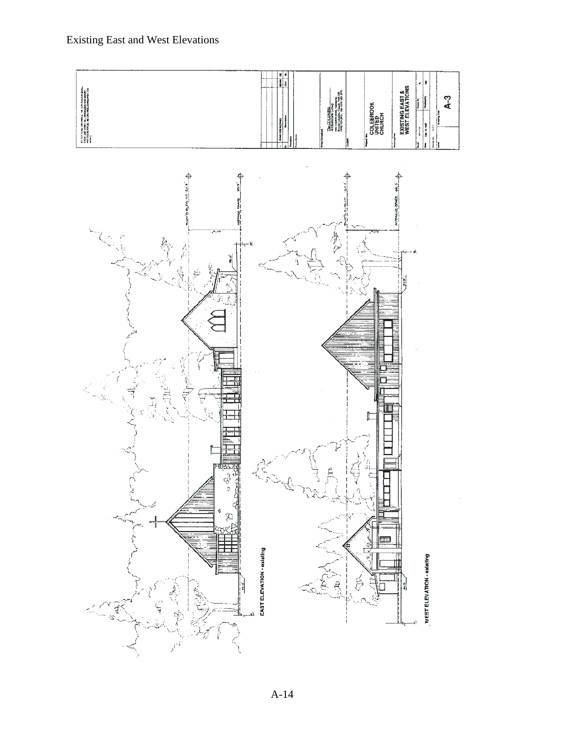Existing East and West Elevations

EAST ELEVATION - existing

WEST ELEVATION - existing

COLEBROOK UNITED CHURCH

EXISTING EAST & WEST ELEVATIONS

A-3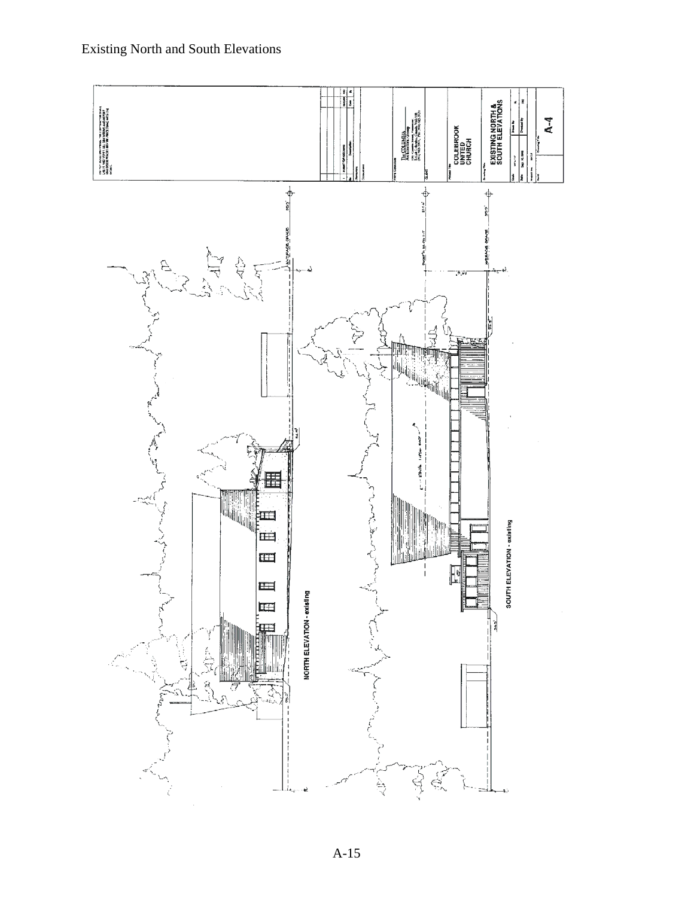Existing North and South Elevations

NORTH ELEVATION - existing

SOUTH ELEVATION - existing

COLEBROOK UNITED CHURCH

EXISTING NORTH & SOUTH ELEVATIONS

A-4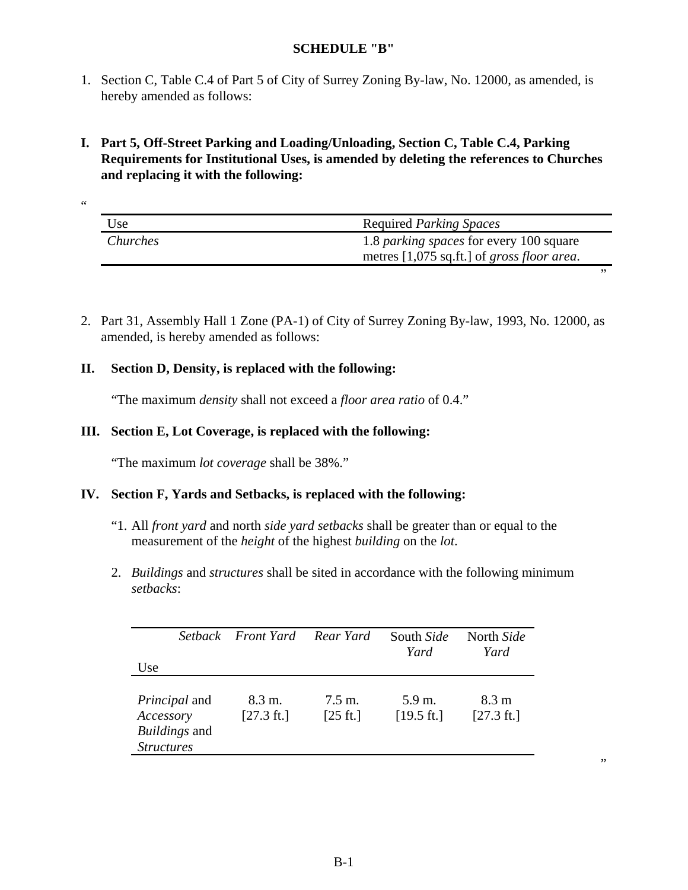**SCHEDULE "B"**

1. Section C, Table C.4 of Part 5 of City of Surrey Zoning By-law, No. 12000, as amended, is hereby amended as follows:

**I. Part 5, Off-Street Parking and Loading/Unloading, Section C, Table C.4, Parking Requirements for Institutional Uses, is amended by deleting the references to Churches and replacing it with the following:**

"

| Use | Required *Parking Spaces* |
|---|---|
| *Churches* | 1.8 *parking spaces* for every 100 square metres [1,075 sq.ft.] of *gross floor area*. |

"

2. Part 31, Assembly Hall 1 Zone (PA-1) of City of Surrey Zoning By-law, 1993, No. 12000, as amended, is hereby amended as follows:

**II. Section D, Density, is replaced with the following:**

"The maximum *density* shall not exceed a *floor area ratio* of 0.4."

**III. Section E, Lot Coverage, is replaced with the following:**

"The maximum *lot coverage* shall be 38%."

**IV. Section F, Yards and Setbacks, is replaced with the following:**

"1. All *front yard* and north *side yard setbacks* shall be greater than or equal to the measurement of the *height* of the highest *building* on the *lot*.

2. *Buildings* and *structures* shall be sited in accordance with the following minimum *setbacks*:

| *Setback* / Use | *Front Yard* | *Rear Yard* | South *Side Yard* | North *Side Yard* |
|---|---|---|---|---|
| *Principal* and *Accessory Buildings* and *Structures* | 8.3 m. [27.3 ft.] | 7.5 m. [25 ft.] | 5.9 m. [19.5 ft.] | 8.3 m [27.3 ft.] |

"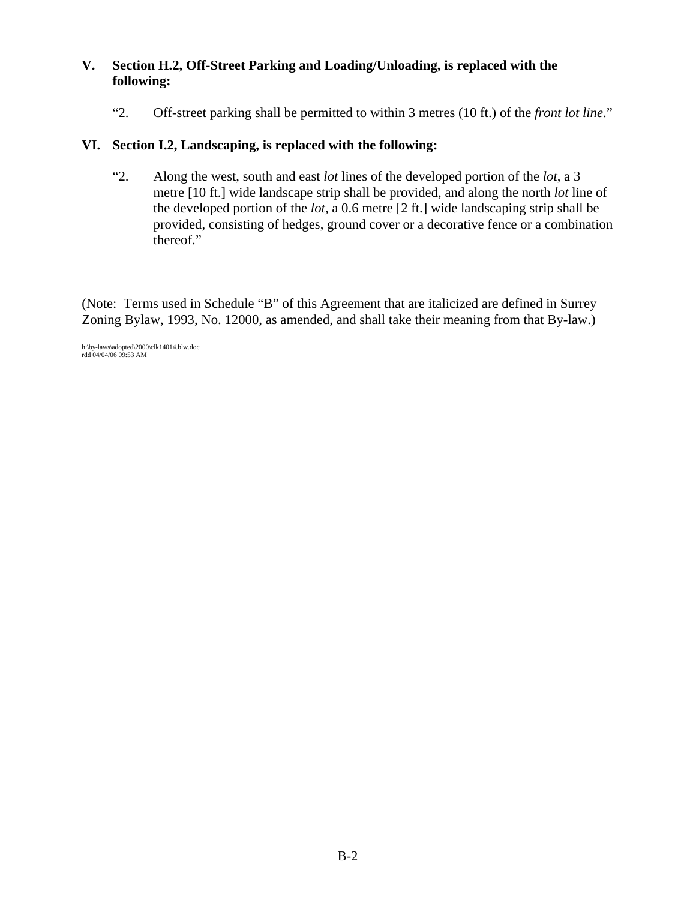**V. Section H.2, Off-Street Parking and Loading/Unloading, is replaced with the following:**

> "2. Off-street parking shall be permitted to within 3 metres (10 ft.) of the *front lot line*."

**VI. Section I.2, Landscaping, is replaced with the following:**

> "2. Along the west, south and east *lot* lines of the developed portion of the *lot*, a 3 metre [10 ft.] wide landscape strip shall be provided, and along the north *lot* line of the developed portion of the *lot*, a 0.6 metre [2 ft.] wide landscaping strip shall be provided, consisting of hedges, ground cover or a decorative fence or a combination thereof."

(Note: Terms used in Schedule "B" of this Agreement that are italicized are defined in Surrey Zoning Bylaw, 1993, No. 12000, as amended, and shall take their meaning from that By-law.)

h:\by-laws\adopted\2000\clk14014.blw.doc
rdd 04/04/06 09:53 AM